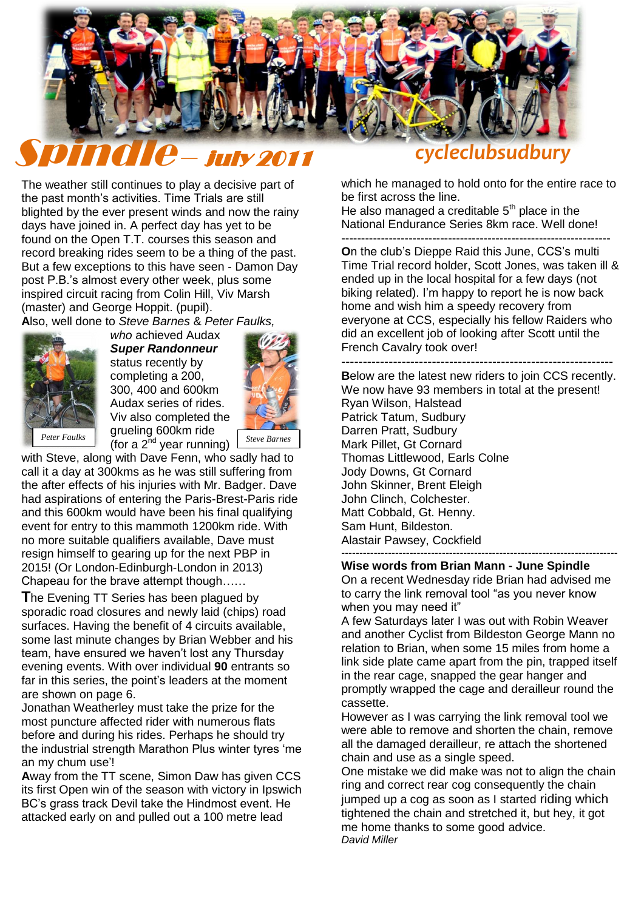# Spindle – July 2011

cycleclubsudbury

The weather still continues to play a decisive part of the past month's activities. Time Trials are still blighted by the ever present winds and now the rainy days have joined in. A perfect day has yet to be found on the Open T.T. courses this season and record breaking rides seem to be a thing of the past. But a few exceptions to this have seen - Damon Day post P.B.'s almost every other week, plus some inspired circuit racing from Colin Hill, Viv Marsh (master) and George Hoppit. (pupil).

**A**lso, well done to *Steve Barnes* & *Peter Faulks, who* achieved Audax ***Super Randonneur*** status recently by completing a 200, 300, 400 and 600km Audax series of rides. Viv also completed the grueling 600km ride (for a 2nd year running) with Steve, along with Dave Fenn, who sadly had to call it a day at 300kms as he was still suffering from the after effects of his injuries with Mr. Badger. Dave had aspirations of entering the Paris-Brest-Paris ride and this 600km would have been his final qualifying event for entry to this mammoth 1200km ride. With no more suitable qualifiers available, Dave must resign himself to gearing up for the next PBP in 2015! (Or London-Edinburgh-London in 2013) Chapeau for the brave attempt though……

*Peter Faulks*

*Steve Barnes*

**T**he Evening TT Series has been plagued by sporadic road closures and newly laid (chips) road surfaces. Having the benefit of 4 circuits available, some last minute changes by Brian Webber and his team, have ensured we haven't lost any Thursday evening events. With over individual **90** entrants so far in this series, the point's leaders at the moment are shown on page 6.

Jonathan Weatherley must take the prize for the most puncture affected rider with numerous flats before and during his rides. Perhaps he should try the industrial strength Marathon Plus winter tyres 'me an my chum use'!

**A**way from the TT scene, Simon Daw has given CCS its first Open win of the season with victory in Ipswich BC's grass track Devil take the Hindmost event. He attacked early on and pulled out a 100 metre lead which he managed to hold onto for the entire race to be first across the line.

He also managed a creditable 5th place in the National Endurance Series 8km race. Well done!

---

**O**n the club's Dieppe Raid this June, CCS's multi Time Trial record holder, Scott Jones, was taken ill & ended up in the local hospital for a few days (not biking related). I'm happy to report he is now back home and wish him a speedy recovery from everyone at CCS, especially his fellow Raiders who did an excellent job of looking after Scott until the French Cavalry took over!

---

**B**elow are the latest new riders to join CCS recently. We now have 93 members in total at the present!

Ryan Wilson, Halstead
Patrick Tatum, Sudbury
Darren Pratt, Sudbury
Mark Pillet, Gt Cornard
Thomas Littlewood, Earls Colne
Jody Downs, Gt Cornard
John Skinner, Brent Eleigh
John Clinch, Colchester.
Matt Cobbald, Gt. Henny.
Sam Hunt, Bildeston.
Alastair Pawsey, Cockfield

---

**Wise words from Brian Mann - June Spindle**

On a recent Wednesday ride Brian had advised me to carry the link removal tool "as you never know when you may need it"

A few Saturdays later I was out with Robin Weaver and another Cyclist from Bildeston George Mann no relation to Brian, when some 15 miles from home a link side plate came apart from the pin, trapped itself in the rear cage, snapped the gear hanger and promptly wrapped the cage and derailleur round the cassette.

However as I was carrying the link removal tool we were able to remove and shorten the chain, remove all the damaged derailleur, re attach the shortened chain and use as a single speed.

One mistake we did make was not to align the chain ring and correct rear cog consequently the chain jumped up a cog as soon as I started riding which tightened the chain and stretched it, but hey, it got me home thanks to some good advice.

*David Miller*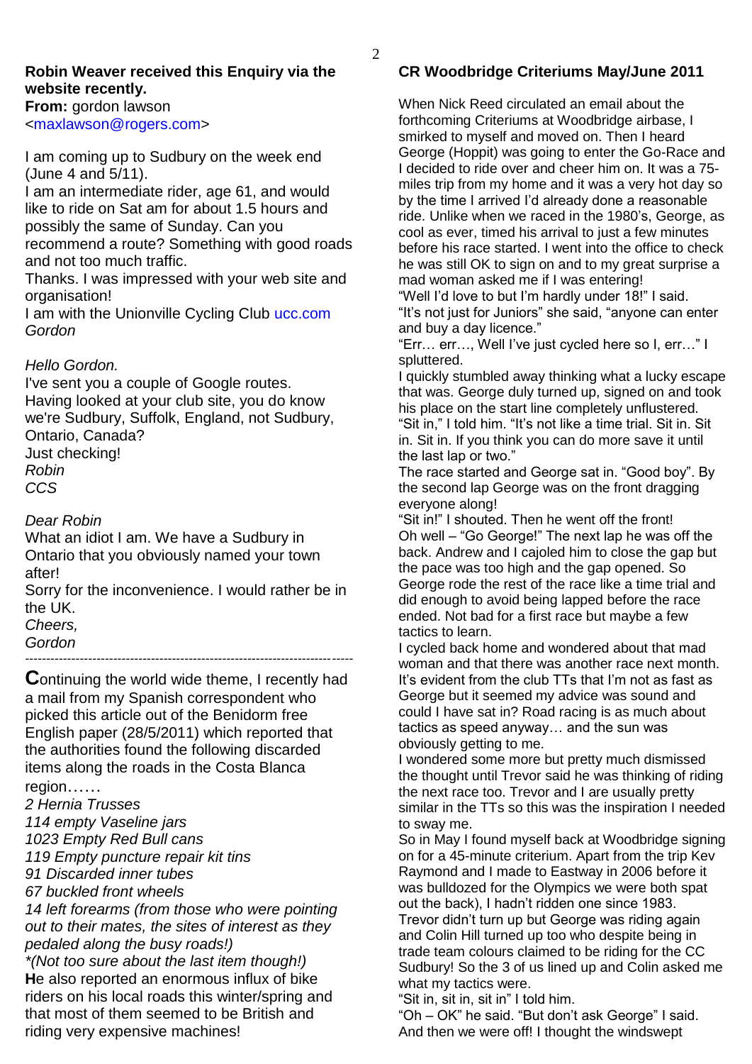**Robin Weaver received this Enquiry via the website recently.**

**From:** gordon lawson <maxlawson@rogers.com>

I am coming up to Sudbury on the week end (June 4 and 5/11).

I am an intermediate rider, age 61, and would like to ride on Sat am for about 1.5 hours and possibly the same of Sunday. Can you recommend a route? Something with good roads and not too much traffic.

Thanks. I was impressed with your web site and organisation!

I am with the Unionville Cycling Club ucc.com

*Gordon*

*Hello Gordon.*

I've sent you a couple of Google routes. Having looked at your club site, you do know we're Sudbury, Suffolk, England, not Sudbury, Ontario, Canada?

Just checking!

*Robin*

*CCS*

*Dear Robin*

What an idiot I am. We have a Sudbury in Ontario that you obviously named your town after!

Sorry for the inconvenience. I would rather be in the UK.

*Cheers,*

*Gordon*

---

**C**ontinuing the world wide theme, I recently had a mail from my Spanish correspondent who picked this article out of the Benidorm free English paper (28/5/2011) which reported that the authorities found the following discarded items along the roads in the Costa Blanca region……

*2 Hernia Trusses*
*114 empty Vaseline jars*
*1023 Empty Red Bull cans*
*119 Empty puncture repair kit tins*
*91 Discarded inner tubes*
*67 buckled front wheels*
*14 left forearms (from those who were pointing out to their mates, the sites of interest as they pedaled along the busy roads!)*
*(Not too sure about the last item though!)

**H**e also reported an enormous influx of bike riders on his local roads this winter/spring and that most of them seemed to be British and riding very expensive machines!

## CR Woodbridge Criteriums May/June 2011

When Nick Reed circulated an email about the forthcoming Criteriums at Woodbridge airbase, I smirked to myself and moved on. Then I heard George (Hoppit) was going to enter the Go-Race and I decided to ride over and cheer him on. It was a 75-miles trip from my home and it was a very hot day so by the time I arrived I'd already done a reasonable ride. Unlike when we raced in the 1980's, George, as cool as ever, timed his arrival to just a few minutes before his race started. I went into the office to check he was still OK to sign on and to my great surprise a mad woman asked me if I was entering!

"Well I'd love to but I'm hardly under 18!" I said.

"It's not just for Juniors" she said, "anyone can enter and buy a day licence."

"Err… err…, Well I've just cycled here so I, err…" I spluttered.

I quickly stumbled away thinking what a lucky escape that was. George duly turned up, signed on and took his place on the start line completely unflustered.

"Sit in," I told him. "It's not like a time trial. Sit in. Sit in. Sit in. If you think you can do more save it until the last lap or two."

The race started and George sat in. "Good boy". By the second lap George was on the front dragging everyone along!

"Sit in!" I shouted. Then he went off the front!

Oh well – "Go George!" The next lap he was off the back. Andrew and I cajoled him to close the gap but the pace was too high and the gap opened. So George rode the rest of the race like a time trial and did enough to avoid being lapped before the race ended. Not bad for a first race but maybe a few tactics to learn.

I cycled back home and wondered about that mad woman and that there was another race next month. It's evident from the club TTs that I'm not as fast as George but it seemed my advice was sound and could I have sat in? Road racing is as much about tactics as speed anyway… and the sun was obviously getting to me.

I wondered some more but pretty much dismissed the thought until Trevor said he was thinking of riding the next race too. Trevor and I are usually pretty similar in the TTs so this was the inspiration I needed to sway me.

So in May I found myself back at Woodbridge signing on for a 45-minute criterium. Apart from the trip Kev Raymond and I made to Eastway in 2006 before it was bulldozed for the Olympics we were both spat out the back), I hadn't ridden one since 1983. Trevor didn't turn up but George was riding again and Colin Hill turned up too who despite being in trade team colours claimed to be riding for the CC Sudbury! So the 3 of us lined up and Colin asked me what my tactics were.

"Sit in, sit in, sit in" I told him.

"Oh – OK" he said. "But don't ask George" I said.

And then we were off! I thought the windswept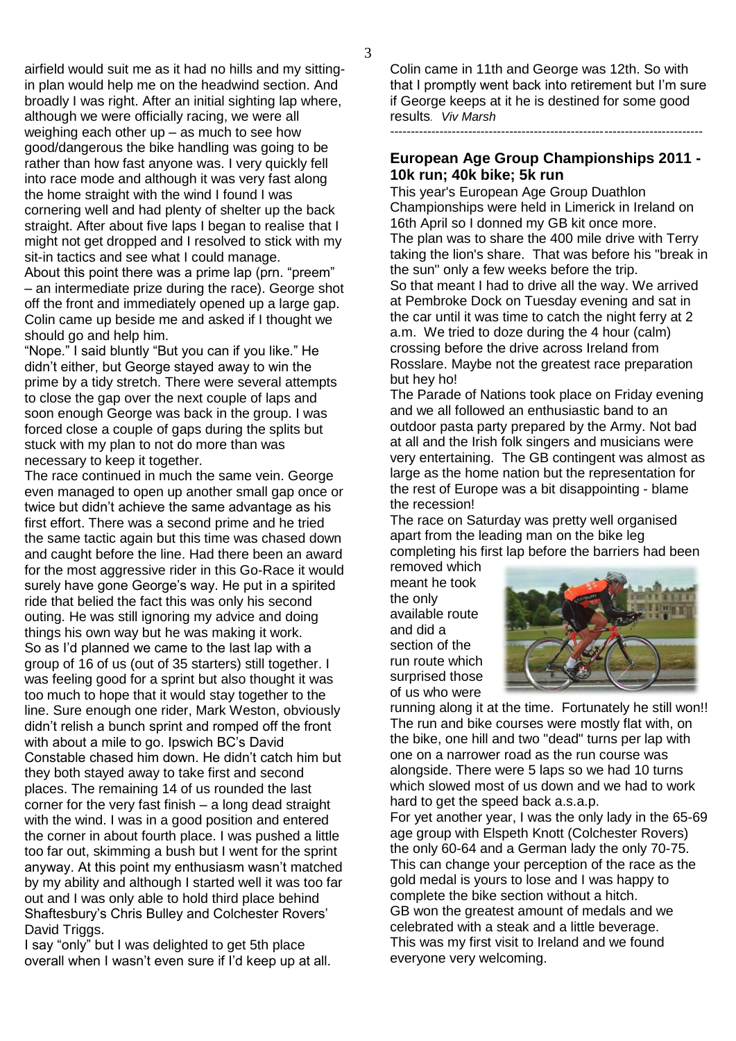airfield would suit me as it had no hills and my sitting-in plan would help me on the headwind section. And broadly I was right. After an initial sighting lap where, although we were officially racing, we were all weighing each other up – as much to see how good/dangerous the bike handling was going to be rather than how fast anyone was. I very quickly fell into race mode and although it was very fast along the home straight with the wind I found I was cornering well and had plenty of shelter up the back straight. After about five laps I began to realise that I might not get dropped and I resolved to stick with my sit-in tactics and see what I could manage.

About this point there was a prime lap (prn. "preem" – an intermediate prize during the race). George shot off the front and immediately opened up a large gap. Colin came up beside me and asked if I thought we should go and help him.

"Nope." I said bluntly "But you can if you like." He didn't either, but George stayed away to win the prime by a tidy stretch. There were several attempts to close the gap over the next couple of laps and soon enough George was back in the group. I was forced close a couple of gaps during the splits but stuck with my plan to not do more than was necessary to keep it together.

The race continued in much the same vein. George even managed to open up another small gap once or twice but didn't achieve the same advantage as his first effort. There was a second prime and he tried the same tactic again but this time was chased down and caught before the line. Had there been an award for the most aggressive rider in this Go-Race it would surely have gone George's way. He put in a spirited ride that belied the fact this was only his second outing. He was still ignoring my advice and doing things his own way but he was making it work.

So as I'd planned we came to the last lap with a group of 16 of us (out of 35 starters) still together. I was feeling good for a sprint but also thought it was too much to hope that it would stay together to the line. Sure enough one rider, Mark Weston, obviously didn't relish a bunch sprint and romped off the front with about a mile to go. Ipswich BC's David Constable chased him down. He didn't catch him but they both stayed away to take first and second places. The remaining 14 of us rounded the last corner for the very fast finish – a long dead straight with the wind. I was in a good position and entered the corner in about fourth place. I was pushed a little too far out, skimming a bush but I went for the sprint anyway. At this point my enthusiasm wasn't matched by my ability and although I started well it was too far out and I was only able to hold third place behind Shaftesbury's Chris Bulley and Colchester Rovers' David Triggs.

I say "only" but I was delighted to get 5th place overall when I wasn't even sure if I'd keep up at all. Colin came in 11th and George was 12th. So with that I promptly went back into retirement but I'm sure if George keeps at it he is destined for some good results. *Viv Marsh*

---

## European Age Group Championships 2011 - 10k run; 40k bike; 5k run

This year's European Age Group Duathlon Championships were held in Limerick in Ireland on 16th April so I donned my GB kit once more.

The plan was to share the 400 mile drive with Terry taking the lion's share. That was before his "break in the sun" only a few weeks before the trip.

So that meant I had to drive all the way. We arrived at Pembroke Dock on Tuesday evening and sat in the car until it was time to catch the night ferry at 2 a.m. We tried to doze during the 4 hour (calm) crossing before the drive across Ireland from Rosslare. Maybe not the greatest race preparation but hey ho!

The Parade of Nations took place on Friday evening and we all followed an enthusiastic band to an outdoor pasta party prepared by the Army. Not bad at all and the Irish folk singers and musicians were very entertaining. The GB contingent was almost as large as the home nation but the representation for the rest of Europe was a bit disappointing - blame the recession!

The race on Saturday was pretty well organised apart from the leading man on the bike leg completing his first lap before the barriers had been removed which meant he took the only available route and did a section of the run route which surprised those of us who were running along it at the time. Fortunately he still won!! The run and bike courses were mostly flat with, on the bike, one hill and two "dead" turns per lap with one on a narrower road as the run course was alongside. There were 5 laps so we had 10 turns which slowed most of us down and we had to work hard to get the speed back a.s.a.p.

For yet another year, I was the only lady in the 65-69 age group with Elspeth Knott (Colchester Rovers) the only 60-64 and a German lady the only 70-75. This can change your perception of the race as the gold medal is yours to lose and I was happy to complete the bike section without a hitch.

GB won the greatest amount of medals and we celebrated with a steak and a little beverage.

This was my first visit to Ireland and we found everyone very welcoming.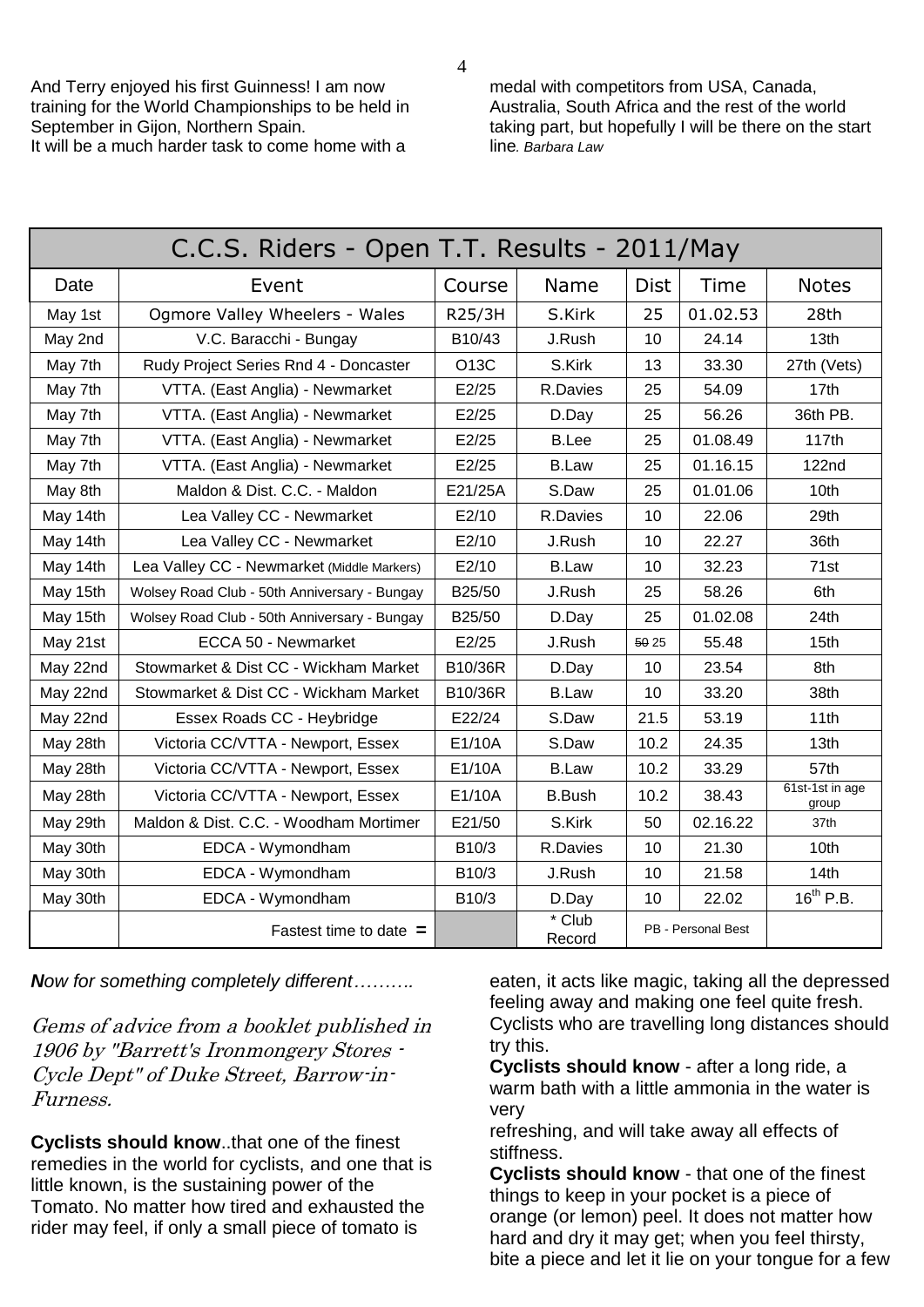And Terry enjoyed his first Guinness! I am now training for the World Championships to be held in September in Gijon, Northern Spain.
It will be a much harder task to come home with a medal with competitors from USA, Canada, Australia, South Africa and the rest of the world taking part, but hopefully I will be there on the start line. *Barbara Law*

## C.C.S. Riders - Open T.T. Results - 2011/May

| Date | Event | Course | Name | Dist | Time | Notes |
|---|---|---|---|---|---|---|
| May 1st | Ogmore Valley Wheelers - Wales | R25/3H | S.Kirk | 25 | 01.02.53 | 28th |
| May 2nd | V.C. Baracchi - Bungay | B10/43 | J.Rush | 10 | 24.14 | 13th |
| May 7th | Rudy Project Series Rnd 4 - Doncaster | O13C | S.Kirk | 13 | 33.30 | 27th (Vets) |
| May 7th | VTTA. (East Anglia) - Newmarket | E2/25 | R.Davies | 25 | 54.09 | 17th |
| May 7th | VTTA. (East Anglia) - Newmarket | E2/25 | D.Day | 25 | 56.26 | 36th PB. |
| May 7th | VTTA. (East Anglia) - Newmarket | E2/25 | B.Lee | 25 | 01.08.49 | 117th |
| May 7th | VTTA. (East Anglia) - Newmarket | E2/25 | B.Law | 25 | 01.16.15 | 122nd |
| May 8th | Maldon & Dist. C.C. - Maldon | E21/25A | S.Daw | 25 | 01.01.06 | 10th |
| May 14th | Lea Valley CC - Newmarket | E2/10 | R.Davies | 10 | 22.06 | 29th |
| May 14th | Lea Valley CC - Newmarket | E2/10 | J.Rush | 10 | 22.27 | 36th |
| May 14th | Lea Valley CC - Newmarket (Middle Markers) | E2/10 | B.Law | 10 | 32.23 | 71st |
| May 15th | Wolsey Road Club - 50th Anniversary - Bungay | B25/50 | J.Rush | 25 | 58.26 | 6th |
| May 15th | Wolsey Road Club - 50th Anniversary - Bungay | B25/50 | D.Day | 25 | 01.02.08 | 24th |
| May 21st | ECCA 50 - Newmarket | E2/25 | J.Rush | ~~50~~ 25 | 55.48 | 15th |
| May 22nd | Stowmarket & Dist CC - Wickham Market | B10/36R | D.Day | 10 | 23.54 | 8th |
| May 22nd | Stowmarket & Dist CC - Wickham Market | B10/36R | B.Law | 10 | 33.20 | 38th |
| May 22nd | Essex Roads CC - Heybridge | E22/24 | S.Daw | 21.5 | 53.19 | 11th |
| May 28th | Victoria CC/VTTA - Newport, Essex | E1/10A | S.Daw | 10.2 | 24.35 | 13th |
| May 28th | Victoria CC/VTTA - Newport, Essex | E1/10A | B.Law | 10.2 | 33.29 | 57th |
| May 28th | Victoria CC/VTTA - Newport, Essex | E1/10A | B.Bush | 10.2 | 38.43 | 61st-1st in age group |
| May 29th | Maldon & Dist. C.C. - Woodham Mortimer | E21/50 | S.Kirk | 50 | 02.16.22 | 37th |
| May 30th | EDCA - Wymondham | B10/3 | R.Davies | 10 | 21.30 | 10th |
| May 30th | EDCA - Wymondham | B10/3 | J.Rush | 10 | 21.58 | 14th |
| May 30th | EDCA - Wymondham | B10/3 | D.Day | 10 | 22.02 | 16th P.B. |
| | Fastest time to date = | | * Club Record | PB - Personal Best | | |

***N**ow for something completely different……….*

*Gems of advice from a booklet published in 1906 by "Barrett's Ironmongery Stores - Cycle Dept" of Duke Street, Barrow-in-Furness.*

**Cyclists should know**..that one of the finest remedies in the world for cyclists, and one that is little known, is the sustaining power of the Tomato. No matter how tired and exhausted the rider may feel, if only a small piece of tomato is eaten, it acts like magic, taking all the depressed feeling away and making one feel quite fresh. Cyclists who are travelling long distances should try this.

**Cyclists should know** - after a long ride, a warm bath with a little ammonia in the water is very
refreshing, and will take away all effects of stiffness.

**Cyclists should know** - that one of the finest things to keep in your pocket is a piece of orange (or lemon) peel. It does not matter how hard and dry it may get; when you feel thirsty, bite a piece and let it lie on your tongue for a few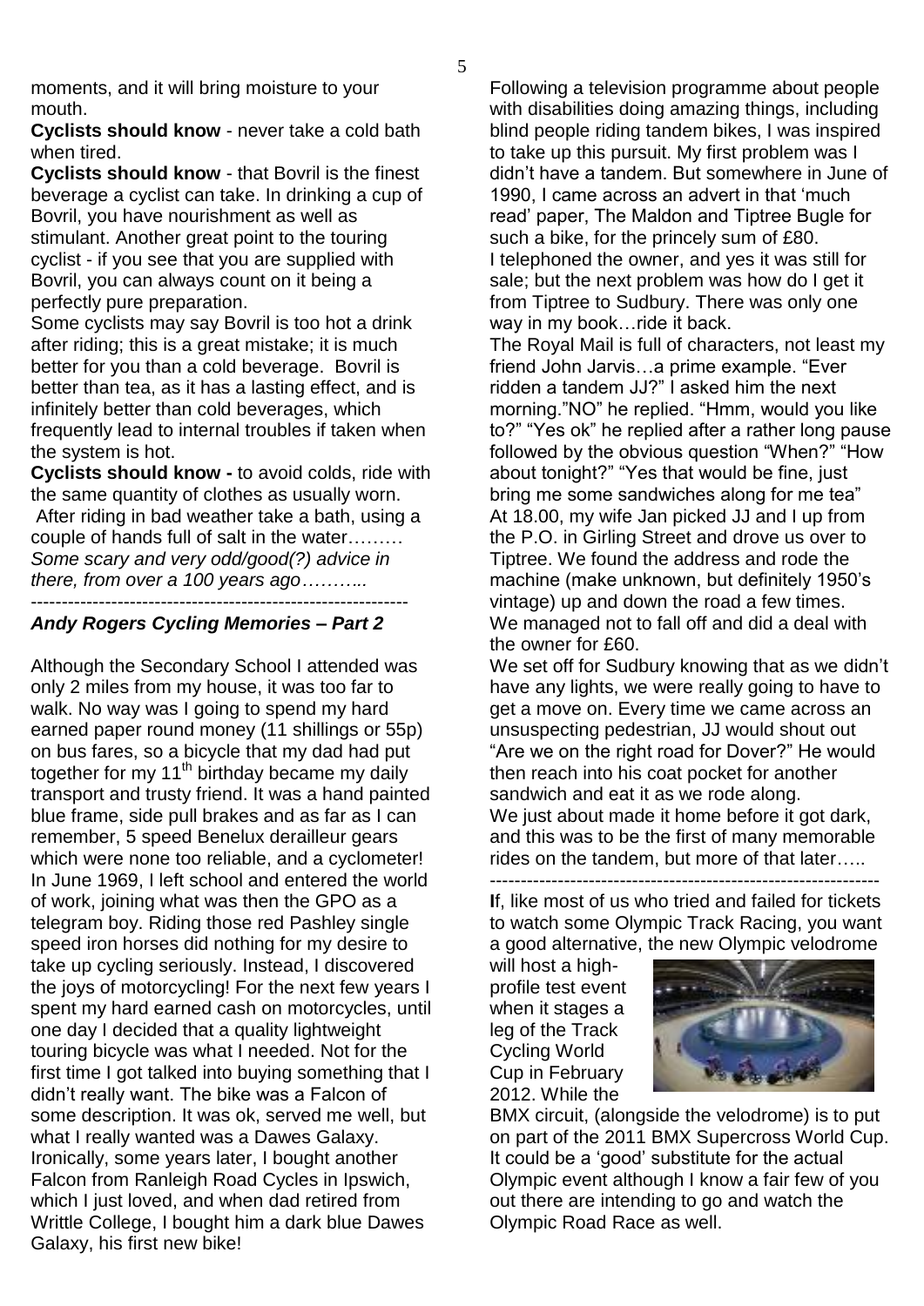moments, and it will bring moisture to your mouth.

**Cyclists should know** - never take a cold bath when tired.

**Cyclists should know** - that Bovril is the finest beverage a cyclist can take. In drinking a cup of Bovril, you have nourishment as well as stimulant. Another great point to the touring cyclist - if you see that you are supplied with Bovril, you can always count on it being a perfectly pure preparation.

Some cyclists may say Bovril is too hot a drink after riding; this is a great mistake; it is much better for you than a cold beverage. Bovril is better than tea, as it has a lasting effect, and is infinitely better than cold beverages, which frequently lead to internal troubles if taken when the system is hot.

**Cyclists should know -** to avoid colds, ride with the same quantity of clothes as usually worn. After riding in bad weather take a bath, using a couple of hands full of salt in the water………

*Some scary and very odd/good(?) advice in there, from over a 100 years ago………..*

---

### *Andy Rogers Cycling Memories – Part 2*

Although the Secondary School I attended was only 2 miles from my house, it was too far to walk. No way was I going to spend my hard earned paper round money (11 shillings or 55p) on bus fares, so a bicycle that my dad had put together for my 11th birthday became my daily transport and trusty friend. It was a hand painted blue frame, side pull brakes and as far as I can remember, 5 speed Benelux derailleur gears which were none too reliable, and a cyclometer! In June 1969, I left school and entered the world of work, joining what was then the GPO as a telegram boy. Riding those red Pashley single speed iron horses did nothing for my desire to take up cycling seriously. Instead, I discovered the joys of motorcycling! For the next few years I spent my hard earned cash on motorcycles, until one day I decided that a quality lightweight touring bicycle was what I needed. Not for the first time I got talked into buying something that I didn't really want. The bike was a Falcon of some description. It was ok, served me well, but what I really wanted was a Dawes Galaxy. Ironically, some years later, I bought another Falcon from Ranleigh Road Cycles in Ipswich, which I just loved, and when dad retired from Writtle College, I bought him a dark blue Dawes Galaxy, his first new bike!

Following a television programme about people with disabilities doing amazing things, including blind people riding tandem bikes, I was inspired to take up this pursuit. My first problem was I didn't have a tandem. But somewhere in June of 1990, I came across an advert in that 'much read' paper, The Maldon and Tiptree Bugle for such a bike, for the princely sum of £80.

I telephoned the owner, and yes it was still for sale; but the next problem was how do I get it from Tiptree to Sudbury. There was only one way in my book…ride it back.

The Royal Mail is full of characters, not least my friend John Jarvis…a prime example. "Ever ridden a tandem JJ?" I asked him the next morning."NO" he replied. "Hmm, would you like to?" "Yes ok" he replied after a rather long pause followed by the obvious question "When?" "How about tonight?" "Yes that would be fine, just bring me some sandwiches along for me tea"

At 18.00, my wife Jan picked JJ and I up from the P.O. in Girling Street and drove us over to Tiptree. We found the address and rode the machine (make unknown, but definitely 1950's vintage) up and down the road a few times. We managed not to fall off and did a deal with the owner for £60.

We set off for Sudbury knowing that as we didn't have any lights, we were really going to have to get a move on. Every time we came across an unsuspecting pedestrian, JJ would shout out "Are we on the right road for Dover?" He would then reach into his coat pocket for another sandwich and eat it as we rode along.

We just about made it home before it got dark, and this was to be the first of many memorable rides on the tandem, but more of that later…..

---

**If**, like most of us who tried and failed for tickets to watch some Olympic Track Racing, you want a good alternative, the new Olympic velodrome will host a high-profile test event when it stages a leg of the Track Cycling World Cup in February 2012. While the BMX circuit, (alongside the velodrome) is to put on part of the 2011 BMX Supercross World Cup. It could be a 'good' substitute for the actual Olympic event although I know a fair few of you out there are intending to go and watch the Olympic Road Race as well.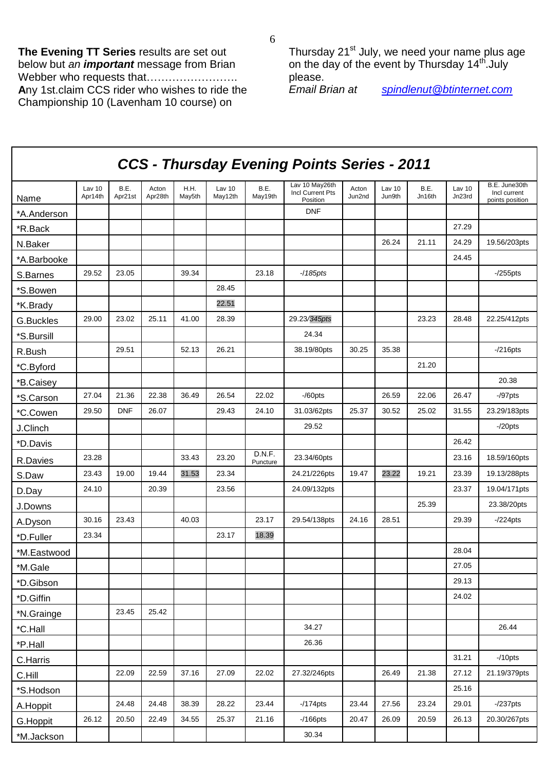**The Evening TT Series** results are set out below but *an **important*** message from Brian Webber who requests that…………………….
**A**ny 1st.claim CCS rider who wishes to ride the Championship 10 (Lavenham 10 course) on Thursday 21st July, we need your name plus age on the day of the event by Thursday 14th.July please.
*Email Brian at* spindlenut@btinternet.com

## *CCS - Thursday Evening Points Series - 2011*

| Name | Lav 10 Apr14th | B.E. Apr21st | Acton Apr28th | H.H. May5th | Lav 10 May12th | B.E. May19th | Lav 10 May26th Incl Current Pts Position | Acton Jun2nd | Lav 10 Jun9th | B.E. Jn16th | Lav 10 Jn23rd | B.E. June30th Incl current points position |
|---|---|---|---|---|---|---|---|---|---|---|---|---|
| *A.Anderson | | | | | | | DNF | | | | | |
| *R.Back | | | | | | | | | | | 27.29 | |
| N.Baker | | | | | | | | | 26.24 | 21.11 | 24.29 | 19.56/203pts |
| *A.Barbooke | | | | | | | | | | | 24.45 | |
| S.Barnes | 29.52 | 23.05 | | 39.34 | | 23.18 | *-/185pts* | | | | | -/255pts |
| *S.Bowen | | | | | 28.45 | | | | | | | |
| *K.Brady | | | | | 22.51 | | | | | | | |
| G.Buckles | 29.00 | 23.02 | 25.11 | 41.00 | 28.39 | | 29.23/*345pts* | | | 23.23 | 28.48 | 22.25/412pts |
| *S.Bursill | | | | | | | 24.34 | | | | | |
| R.Bush | | 29.51 | | 52.13 | 26.21 | | 38.19/80pts | 30.25 | 35.38 | | | -/216pts |
| *C.Byford | | | | | | | | | | 21.20 | | |
| *B.Caisey | | | | | | | | | | | | 20.38 |
| *S.Carson | 27.04 | 21.36 | 22.38 | 36.49 | 26.54 | 22.02 | -/60pts | | 26.59 | 22.06 | 26.47 | -/97pts |
| *C.Cowen | 29.50 | DNF | 26.07 | | 29.43 | 24.10 | 31.03/62pts | 25.37 | 30.52 | 25.02 | 31.55 | 23.29/183pts |
| J.Clinch | | | | | | | 29.52 | | | | | -/20pts |
| *D.Davis | | | | | | | | | | | 26.42 | |
| R.Davies | 23.28 | | | 33.43 | 23.20 | D.N.F. Puncture | 23.34/60pts | | | | 23.16 | 18.59/160pts |
| S.Daw | 23.43 | 19.00 | 19.44 | 31.53 | 23.34 | | 24.21/226pts | 19.47 | 23.22 | 19.21 | 23.39 | 19.13/288pts |
| D.Day | 24.10 | | 20.39 | | 23.56 | | 24.09/132pts | | | | 23.37 | 19.04/171pts |
| J.Downs | | | | | | | | | | 25.39 | | 23.38/20pts |
| A.Dyson | 30.16 | 23.43 | | 40.03 | | 23.17 | 29.54/138pts | 24.16 | 28.51 | | 29.39 | -/224pts |
| *D.Fuller | 23.34 | | | | 23.17 | 18.39 | | | | | | |
| *M.Eastwood | | | | | | | | | | | 28.04 | |
| *M.Gale | | | | | | | | | | | 27.05 | |
| *D.Gibson | | | | | | | | | | | 29.13 | |
| *D.Giffin | | | | | | | | | | | 24.02 | |
| *N.Grainge | | 23.45 | 25.42 | | | | | | | | | |
| *C.Hall | | | | | | | 34.27 | | | | | 26.44 |
| *P.Hall | | | | | | | 26.36 | | | | | |
| C.Harris | | | | | | | | | | | 31.21 | -/10pts |
| C.Hill | | 22.09 | 22.59 | 37.16 | 27.09 | 22.02 | 27.32/246pts | | 26.49 | 21.38 | 27.12 | 21.19/379pts |
| *S.Hodson | | | | | | | | | | | 25.16 | |
| A.Hoppit | | 24.48 | 24.48 | 38.39 | 28.22 | 23.44 | -/174pts | 23.44 | 27.56 | 23.24 | 29.01 | -/237pts |
| G.Hoppit | 26.12 | 20.50 | 22.49 | 34.55 | 25.37 | 21.16 | -/166pts | 20.47 | 26.09 | 20.59 | 26.13 | 20.30/267pts |
| *M.Jackson | | | | | | | 30.34 | | | | | |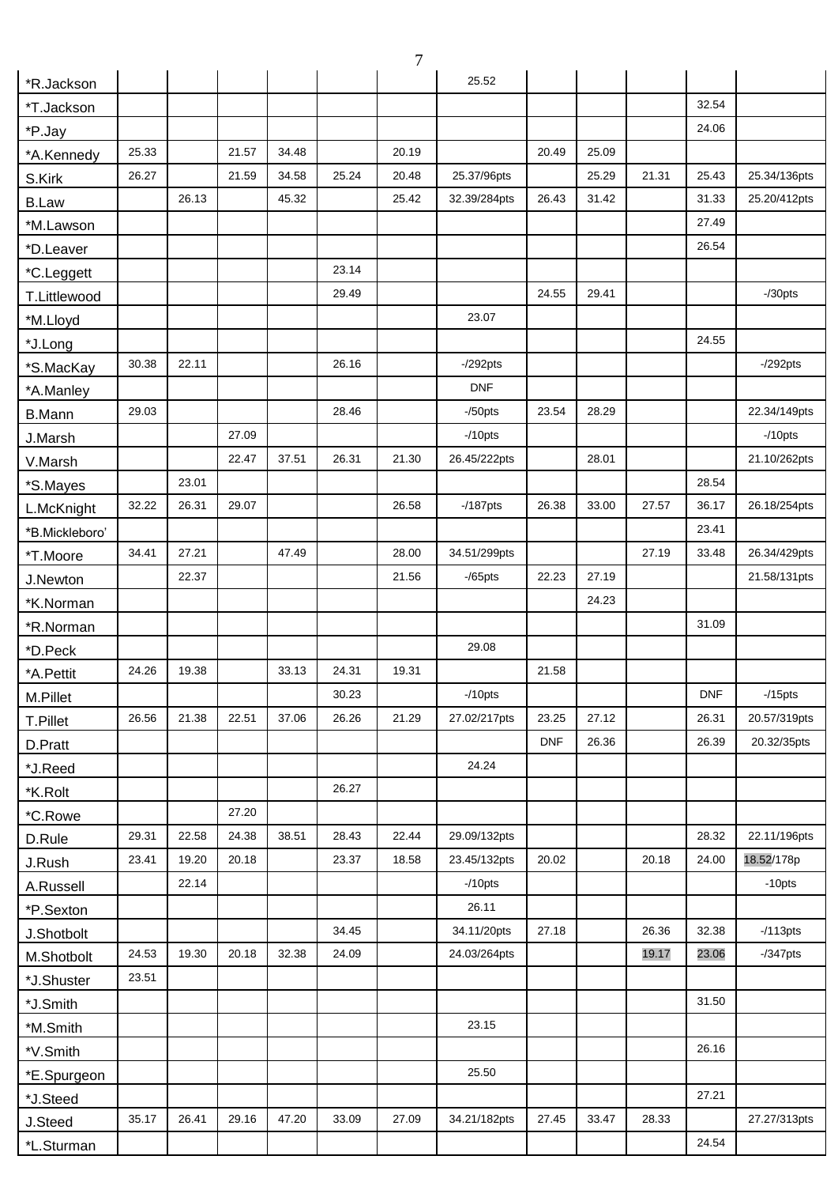| | | | | | | | | | | | | |
|---|---|---|---|---|---|---|---|---|---|---|---|---|
| *R.Jackson | | | | | | | 25.52 | | | | | |
| *T.Jackson | | | | | | | | | | | 32.54 | |
| *P.Jay | | | | | | | | | | | 24.06 | |
| *A.Kennedy | 25.33 | | 21.57 | 34.48 | | 20.19 | | 20.49 | 25.09 | | | |
| S.Kirk | 26.27 | | 21.59 | 34.58 | 25.24 | 20.48 | 25.37/96pts | | 25.29 | 21.31 | 25.43 | 25.34/136pts |
| B.Law | | 26.13 | | 45.32 | | 25.42 | 32.39/284pts | 26.43 | 31.42 | | 31.33 | 25.20/412pts |
| *M.Lawson | | | | | | | | | | | 27.49 | |
| *D.Leaver | | | | | | | | | | | 26.54 | |
| *C.Leggett | | | | | 23.14 | | | | | | | |
| T.Littlewood | | | | | 29.49 | | | 24.55 | 29.41 | | | -/30pts |
| *M.Lloyd | | | | | | | 23.07 | | | | | |
| *J.Long | | | | | | | | | | | 24.55 | |
| *S.MacKay | 30.38 | 22.11 | | | 26.16 | | -/292pts | | | | | -/292pts |
| *A.Manley | | | | | | | DNF | | | | | |
| B.Mann | 29.03 | | | | 28.46 | | -/50pts | 23.54 | 28.29 | | | 22.34/149pts |
| J.Marsh | | | 27.09 | | | | -/10pts | | | | | -/10pts |
| V.Marsh | | | 22.47 | 37.51 | 26.31 | 21.30 | 26.45/222pts | | 28.01 | | | 21.10/262pts |
| *S.Mayes | | 23.01 | | | | | | | | | 28.54 | |
| L.McKnight | 32.22 | 26.31 | 29.07 | | | 26.58 | -/187pts | 26.38 | 33.00 | 27.57 | 36.17 | 26.18/254pts |
| *B.Mickleboro' | | | | | | | | | | | 23.41 | |
| *T.Moore | 34.41 | 27.21 | | 47.49 | | 28.00 | 34.51/299pts | | | 27.19 | 33.48 | 26.34/429pts |
| J.Newton | | 22.37 | | | | 21.56 | -/65pts | 22.23 | 27.19 | | | 21.58/131pts |
| *K.Norman | | | | | | | | | 24.23 | | | |
| *R.Norman | | | | | | | | | | | 31.09 | |
| *D.Peck | | | | | | | 29.08 | | | | | |
| *A.Pettit | 24.26 | 19.38 | | 33.13 | 24.31 | 19.31 | | 21.58 | | | | |
| M.Pillet | | | | | 30.23 | | -/10pts | | | | DNF | -/15pts |
| T.Pillet | 26.56 | 21.38 | 22.51 | 37.06 | 26.26 | 21.29 | 27.02/217pts | 23.25 | 27.12 | | 26.31 | 20.57/319pts |
| D.Pratt | | | | | | | | DNF | 26.36 | | 26.39 | 20.32/35pts |
| *J.Reed | | | | | | | 24.24 | | | | | |
| *K.Rolt | | | | | 26.27 | | | | | | | |
| *C.Rowe | | | 27.20 | | | | | | | | | |
| D.Rule | 29.31 | 22.58 | 24.38 | 38.51 | 28.43 | 22.44 | 29.09/132pts | | | | 28.32 | 22.11/196pts |
| J.Rush | 23.41 | 19.20 | 20.18 | | 23.37 | 18.58 | 23.45/132pts | 20.02 | | 20.18 | 24.00 | 18.52/178p |
| A.Russell | | 22.14 | | | | | -/10pts | | | | | -10pts |
| *P.Sexton | | | | | | | 26.11 | | | | | |
| J.Shotbolt | | | | | 34.45 | | 34.11/20pts | 27.18 | | 26.36 | 32.38 | -/113pts |
| M.Shotbolt | 24.53 | 19.30 | 20.18 | 32.38 | 24.09 | | 24.03/264pts | | | 19.17 | 23.06 | -/347pts |
| *J.Shuster | 23.51 | | | | | | | | | | | |
| *J.Smith | | | | | | | | | | | 31.50 | |
| *M.Smith | | | | | | | 23.15 | | | | | |
| *V.Smith | | | | | | | | | | | 26.16 | |
| *E.Spurgeon | | | | | | | 25.50 | | | | | |
| *J.Steed | | | | | | | | | | | 27.21 | |
| J.Steed | 35.17 | 26.41 | 29.16 | 47.20 | 33.09 | 27.09 | 34.21/182pts | 27.45 | 33.47 | 28.33 | | 27.27/313pts |
| *L.Sturman | | | | | | | | | | | 24.54 | |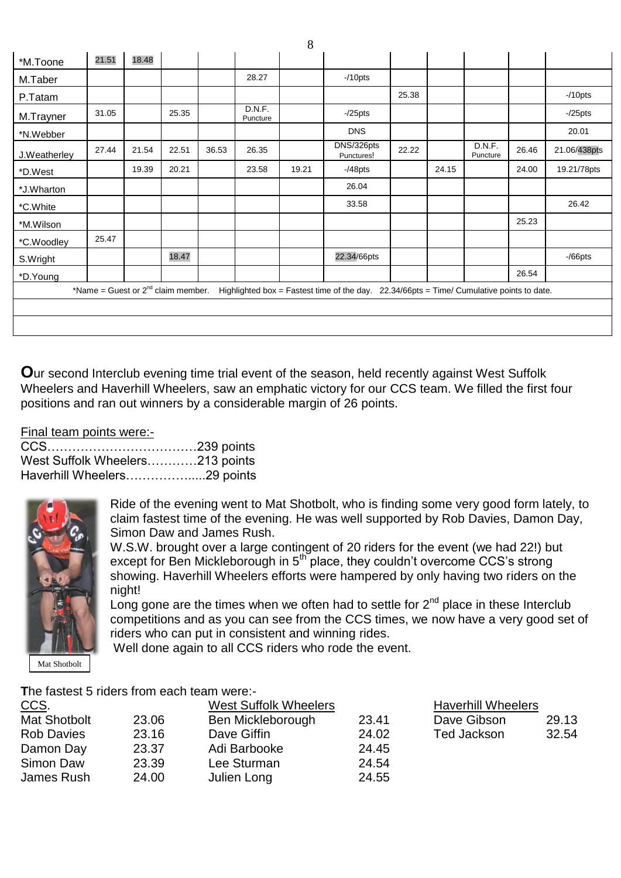| | | | | | | | | | | | | |
|---|---|---|---|---|---|---|---|---|---|---|---|---|
| *M.Toone | 21.51 | 18.48 | | | | | | | | | | |
| M.Taber | | | | | 28.27 | | -/10pts | | | | | |
| P.Tatam | | | | | | | | 25.38 | | | | -/10pts |
| M.Trayner | 31.05 | | 25.35 | | D.N.F. Puncture | | -/25pts | | | | | -/25pts |
| *N.Webber | | | | | | | DNS | | | | | 20.01 |
| J.Weatherley | 27.44 | 21.54 | 22.51 | 36.53 | 26.35 | | DNS/326pts Punctures! | 22.22 | | D.N.F. Puncture | 26.46 | 21.06/438pts |
| *D.West | | 19.39 | 20.21 | | 23.58 | 19.21 | -/48pts | | 24.15 | | 24.00 | 19.21/78pts |
| *J.Wharton | | | | | | | 26.04 | | | | | |
| *C.White | | | | | | | 33.58 | | | | | 26.42 |
| *M.Wilson | | | | | | | | | | | 25.23 | |
| *C.Woodley | 25.47 | | | | | | | | | | | |
| S.Wright | | | 18.47 | | | | 22.34/66pts | | | | | -/66pts |
| *D.Young | | | | | | | | | | | 26.54 | |

*Name = Guest or 2nd claim member. Highlighted box = Fastest time of the day. 22.34/66pts = Time/ Cumulative points to date.

**O**ur second Interclub evening time trial event of the season, held recently against West Suffolk Wheelers and Haverhill Wheelers, saw an emphatic victory for our CCS team. We filled the first four positions and ran out winners by a considerable margin of 26 points.

Final team points were:-

CCS……………………………….239 points
West Suffolk Wheelers…………213 points
Haverhill Wheelers……………....29 points

Ride of the evening went to Mat Shotbolt, who is finding some very good form lately, to claim fastest time of the evening. He was well supported by Rob Davies, Damon Day, Simon Daw and James Rush.

W.S.W. brought over a large contingent of 20 riders for the event (we had 22!) but except for Ben Mickleborough in 5th place, they couldn't overcome CCS's strong showing. Haverhill Wheelers efforts were hampered by only having two riders on the night!

Long gone are the times when we often had to settle for 2nd place in these Interclub competitions and as you can see from the CCS times, we now have a very good set of riders who can put in consistent and winning rides.

Well done again to all CCS riders who rode the event.

Mat Shotbolt

**T**he fastest 5 riders from each team were:-

| CCS. | | West Suffolk Wheelers | | Haverhill Wheelers | |
|---|---|---|---|---|---|
| Mat Shotbolt | 23.06 | Ben Mickleborough | 23.41 | Dave Gibson | 29.13 |
| Rob Davies | 23.16 | Dave Giffin | 24.02 | Ted Jackson | 32.54 |
| Damon Day | 23.37 | Adi Barbooke | 24.45 | | |
| Simon Daw | 23.39 | Lee Sturman | 24.54 | | |
| James Rush | 24.00 | Julien Long | 24.55 | | |